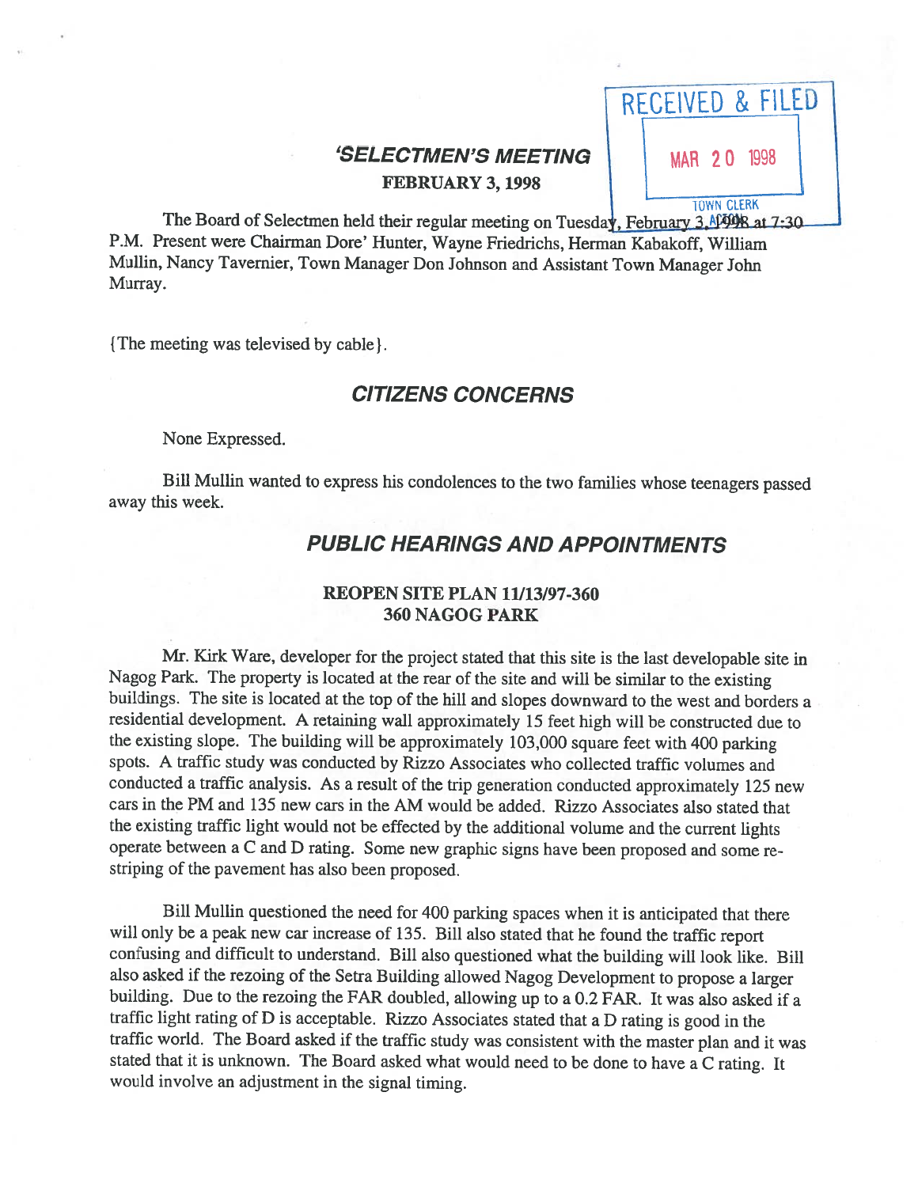RECEIVED & FILED

MAR 20 1998

TOWN CLERK

# 'SELECTMEN'S MEETING

**FEBRUARY 3, 1998**

The Board of Selectmen held their regular meeting on Tuesday, February 3, 1998 at 7:30 P.M. Present were Chairman Dore' Hunter, Wayne Friedrichs, Herman Kabakoff, William Mullin, Nancy Tavernier, Town Manager Don Johnson and Assistant Town Manager John Murray.

{The meeting was televised by cable}.

## CITIZENS CONCERNS

None Expressed.

Bill Mullin wanted to express his condolences to the two families whose teenagers passed away this week.

## PUBLIC HEARINGS AND APPOINTMENTS

### REOPEN SITE PLAN 11/13/97-360
### 360 NAGOG PARK

Mr. Kirk Ware, developer for the project stated that this site is the last developable site in Nagog Park. The property is located at the rear of the site and will be similar to the existing buildings. The site is located at the top of the hill and slopes downward to the west and borders a residential development. A retaining wall approximately 15 feet high will be constructed due to the existing slope. The building will be approximately 103,000 square feet with 400 parking spots. A traffic study was conducted by Rizzo Associates who collected traffic volumes and conducted a traffic analysis. As a result of the trip generation conducted approximately 125 new cars in the PM and 135 new cars in the AM would be added. Rizzo Associates also stated that the existing traffic light would not be effected by the additional volume and the current lights operate between a C and D rating. Some new graphic signs have been proposed and some re-striping of the pavement has also been proposed.

Bill Mullin questioned the need for 400 parking spaces when it is anticipated that there will only be a peak new car increase of 135. Bill also stated that he found the traffic report confusing and difficult to understand. Bill also questioned what the building will look like. Bill also asked if the rezoning of the Setra Building allowed Nagog Development to propose a larger building. Due to the rezoning the FAR doubled, allowing up to a 0.2 FAR. It was also asked if a traffic light rating of D is acceptable. Rizzo Associates stated that a D rating is good in the traffic world. The Board asked if the traffic study was consistent with the master plan and it was stated that it is unknown. The Board asked what would need to be done to have a C rating. It would involve an adjustment in the signal timing.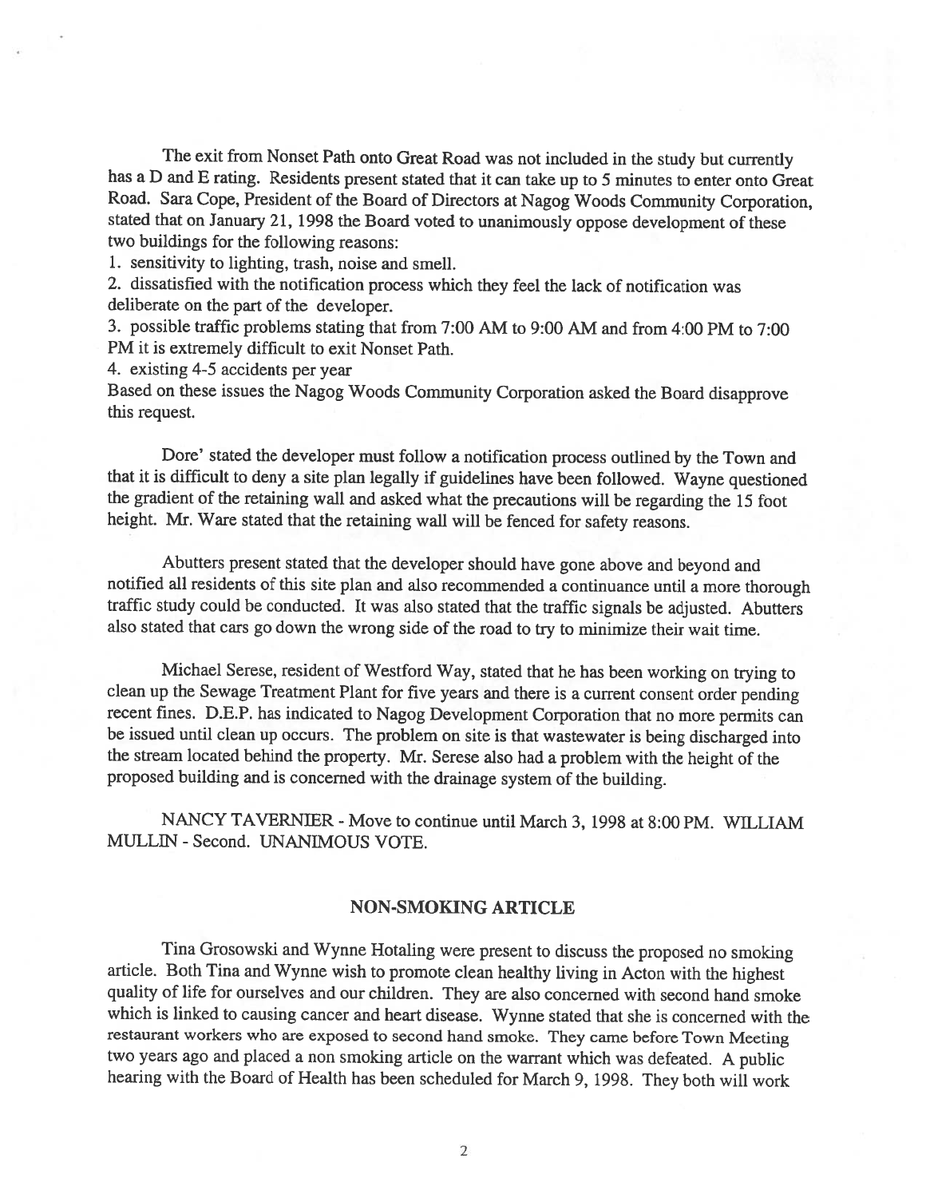The exit from Nonset Path onto Great Road was not included in the study but currently has a D and E rating. Residents present stated that it can take up to 5 minutes to enter onto Great Road. Sara Cope, President of the Board of Directors at Nagog Woods Community Corporation, stated that on January 21, 1998 the Board voted to unanimously oppose development of these two buildings for the following reasons:

1. sensitivity to lighting, trash, noise and smell.
2. dissatisfied with the notification process which they feel the lack of notification was deliberate on the part of the developer.
3. possible traffic problems stating that from 7:00 AM to 9:00 AM and from 4:00 PM to 7:00 PM it is extremely difficult to exit Nonset Path.
4. existing 4-5 accidents per year

Based on these issues the Nagog Woods Community Corporation asked the Board disapprove this request.

Dore' stated the developer must follow a notification process outlined by the Town and that it is difficult to deny a site plan legally if guidelines have been followed. Wayne questioned the gradient of the retaining wall and asked what the precautions will be regarding the 15 foot height. Mr. Ware stated that the retaining wall will be fenced for safety reasons.

Abutters present stated that the developer should have gone above and beyond and notified all residents of this site plan and also recommended a continuance until a more thorough traffic study could be conducted. It was also stated that the traffic signals be adjusted. Abutters also stated that cars go down the wrong side of the road to try to minimize their wait time.

Michael Serese, resident of Westford Way, stated that he has been working on trying to clean up the Sewage Treatment Plant for five years and there is a current consent order pending recent fines. D.E.P. has indicated to Nagog Development Corporation that no more permits can be issued until clean up occurs. The problem on site is that wastewater is being discharged into the stream located behind the property. Mr. Serese also had a problem with the height of the proposed building and is concerned with the drainage system of the building.

NANCY TAVERNIER - Move to continue until March 3, 1998 at 8:00 PM. WILLIAM MULLIN - Second. UNANIMOUS VOTE.

## NON-SMOKING ARTICLE

Tina Grosowski and Wynne Hotaling were present to discuss the proposed no smoking article. Both Tina and Wynne wish to promote clean healthy living in Acton with the highest quality of life for ourselves and our children. They are also concerned with second hand smoke which is linked to causing cancer and heart disease. Wynne stated that she is concerned with the restaurant workers who are exposed to second hand smoke. They came before Town Meeting two years ago and placed a non smoking article on the warrant which was defeated. A public hearing with the Board of Health has been scheduled for March 9, 1998. They both will work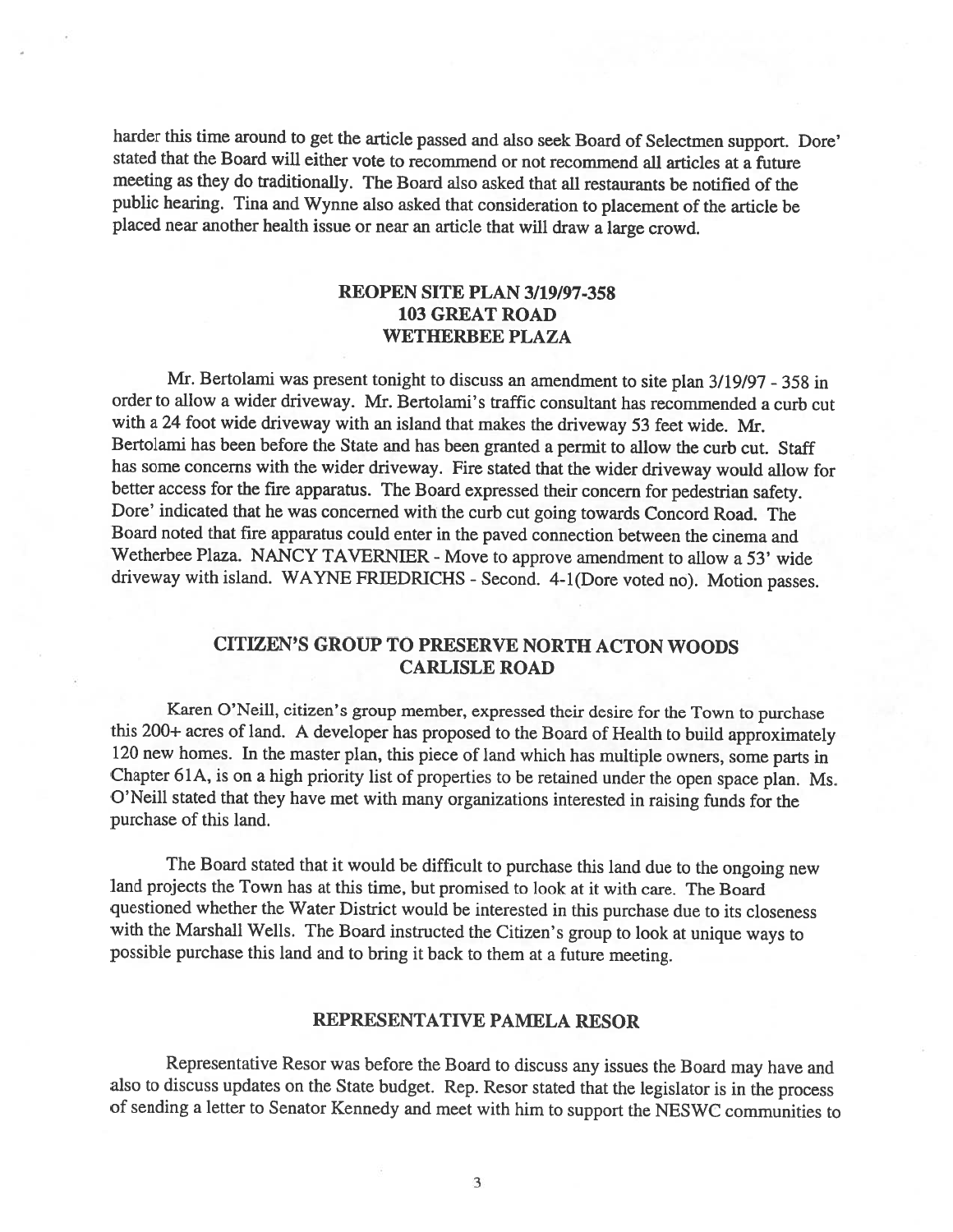harder this time around to get the article passed and also seek Board of Selectmen support. Dore' stated that the Board will either vote to recommend or not recommend all articles at a future meeting as they do traditionally. The Board also asked that all restaurants be notified of the public hearing. Tina and Wynne also asked that consideration to placement of the article be placed near another health issue or near an article that will draw a large crowd.

## REOPEN SITE PLAN 3/19/97-358
## 103 GREAT ROAD
## WETHERBEE PLAZA

Mr. Bertolami was present tonight to discuss an amendment to site plan 3/19/97 - 358 in order to allow a wider driveway. Mr. Bertolami's traffic consultant has recommended a curb cut with a 24 foot wide driveway with an island that makes the driveway 53 feet wide. Mr. Bertolami has been before the State and has been granted a permit to allow the curb cut. Staff has some concerns with the wider driveway. Fire stated that the wider driveway would allow for better access for the fire apparatus. The Board expressed their concern for pedestrian safety. Dore' indicated that he was concerned with the curb cut going towards Concord Road. The Board noted that fire apparatus could enter in the paved connection between the cinema and Wetherbee Plaza. NANCY TAVERNIER - Move to approve amendment to allow a 53' wide driveway with island. WAYNE FRIEDRICHS - Second. 4-1(Dore voted no). Motion passes.

## CITIZEN'S GROUP TO PRESERVE NORTH ACTON WOODS
## CARLISLE ROAD

Karen O'Neill, citizen's group member, expressed their desire for the Town to purchase this 200+ acres of land. A developer has proposed to the Board of Health to build approximately 120 new homes. In the master plan, this piece of land which has multiple owners, some parts in Chapter 61A, is on a high priority list of properties to be retained under the open space plan. Ms. O'Neill stated that they have met with many organizations interested in raising funds for the purchase of this land.

The Board stated that it would be difficult to purchase this land due to the ongoing new land projects the Town has at this time, but promised to look at it with care. The Board questioned whether the Water District would be interested in this purchase due to its closeness with the Marshall Wells. The Board instructed the Citizen's group to look at unique ways to possible purchase this land and to bring it back to them at a future meeting.

## REPRESENTATIVE PAMELA RESOR

Representative Resor was before the Board to discuss any issues the Board may have and also to discuss updates on the State budget. Rep. Resor stated that the legislator is in the process of sending a letter to Senator Kennedy and meet with him to support the NESWC communities to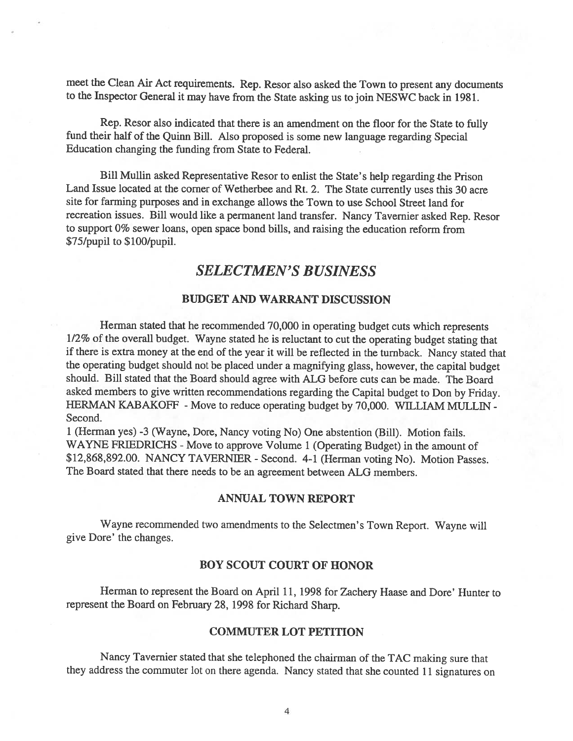meet the Clean Air Act requirements. Rep. Resor also asked the Town to present any documents to the Inspector General it may have from the State asking us to join NESWC back in 1981.

Rep. Resor also indicated that there is an amendment on the floor for the State to fully fund their half of the Quinn Bill. Also proposed is some new language regarding Special Education changing the funding from State to Federal.

Bill Mullin asked Representative Resor to enlist the State's help regarding the Prison Land Issue located at the corner of Wetherbee and Rt. 2. The State currently uses this 30 acre site for farming purposes and in exchange allows the Town to use School Street land for recreation issues. Bill would like a permanent land transfer. Nancy Tavernier asked Rep. Resor to support 0% sewer loans, open space bond bills, and raising the education reform from $75/pupil to $100/pupil.

## *SELECTMEN'S BUSINESS*

### BUDGET AND WARRANT DISCUSSION

Herman stated that he recommended 70,000 in operating budget cuts which represents 1/2% of the overall budget. Wayne stated he is reluctant to cut the operating budget stating that if there is extra money at the end of the year it will be reflected in the turnback. Nancy stated that the operating budget should not be placed under a magnifying glass, however, the capital budget should. Bill stated that the Board should agree with ALG before cuts can be made. The Board asked members to give written recommendations regarding the Capital budget to Don by Friday. HERMAN KABAKOFF - Move to reduce operating budget by 70,000. WILLIAM MULLIN - Second.
1 (Herman yes) -3 (Wayne, Dore, Nancy voting No) One abstention (Bill). Motion fails. WAYNE FRIEDRICHS - Move to approve Volume 1 (Operating Budget) in the amount of $12,868,892.00. NANCY TAVERNIER - Second. 4-1 (Herman voting No). Motion Passes. The Board stated that there needs to be an agreement between ALG members.

### ANNUAL TOWN REPORT

Wayne recommended two amendments to the Selectmen's Town Report. Wayne will give Dore' the changes.

### BOY SCOUT COURT OF HONOR

Herman to represent the Board on April 11, 1998 for Zachery Haase and Dore' Hunter to represent the Board on February 28, 1998 for Richard Sharp.

### COMMUTER LOT PETITION

Nancy Tavernier stated that she telephoned the chairman of the TAC making sure that they address the commuter lot on there agenda. Nancy stated that she counted 11 signatures on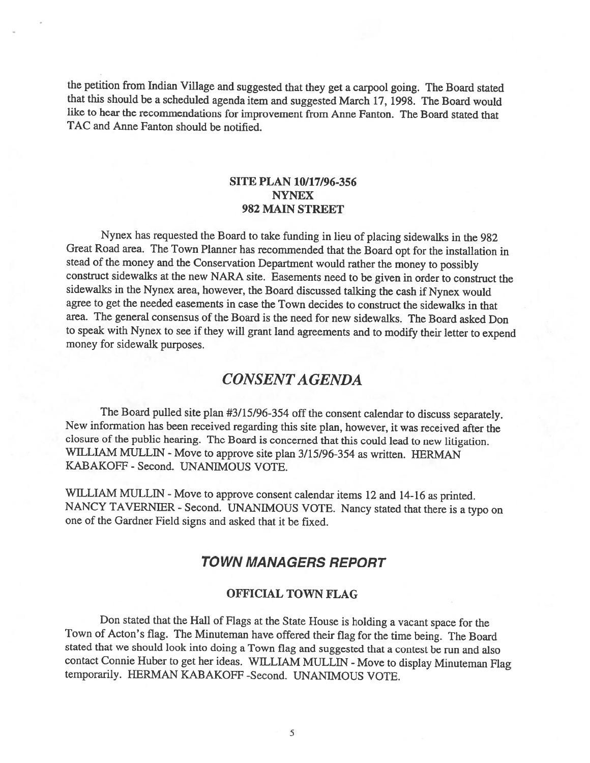the petition from Indian Village and suggested that they get a carpool going. The Board stated that this should be a scheduled agenda item and suggested March 17, 1998. The Board would like to hear the recommendations for improvement from Anne Fanton. The Board stated that TAC and Anne Fanton should be notified.

### SITE PLAN 10/17/96-356
### NYNEX
### 982 MAIN STREET

Nynex has requested the Board to take funding in lieu of placing sidewalks in the 982 Great Road area. The Town Planner has recommended that the Board opt for the installation in stead of the money and the Conservation Department would rather the money to possibly construct sidewalks at the new NARA site. Easements need to be given in order to construct the sidewalks in the Nynex area, however, the Board discussed talking the cash if Nynex would agree to get the needed easements in case the Town decides to construct the sidewalks in that area. The general consensus of the Board is the need for new sidewalks. The Board asked Don to speak with Nynex to see if they will grant land agreements and to modify their letter to expend money for sidewalk purposes.

## *CONSENT AGENDA*

The Board pulled site plan #3/15/96-354 off the consent calendar to discuss separately. New information has been received regarding this site plan, however, it was received after the closure of the public hearing. The Board is concerned that this could lead to new litigation. WILLIAM MULLIN - Move to approve site plan 3/15/96-354 as written. HERMAN KABAKOFF - Second. UNANIMOUS VOTE.

WILLIAM MULLIN - Move to approve consent calendar items 12 and 14-16 as printed. NANCY TAVERNIER - Second. UNANIMOUS VOTE. Nancy stated that there is a typo on one of the Gardner Field signs and asked that it be fixed.

## *TOWN MANAGERS REPORT*

### OFFICIAL TOWN FLAG

Don stated that the Hall of Flags at the State House is holding a vacant space for the Town of Acton's flag. The Minuteman have offered their flag for the time being. The Board stated that we should look into doing a Town flag and suggested that a contest be run and also contact Connie Huber to get her ideas. WILLIAM MULLIN - Move to display Minuteman Flag temporarily. HERMAN KABAKOFF -Second. UNANIMOUS VOTE.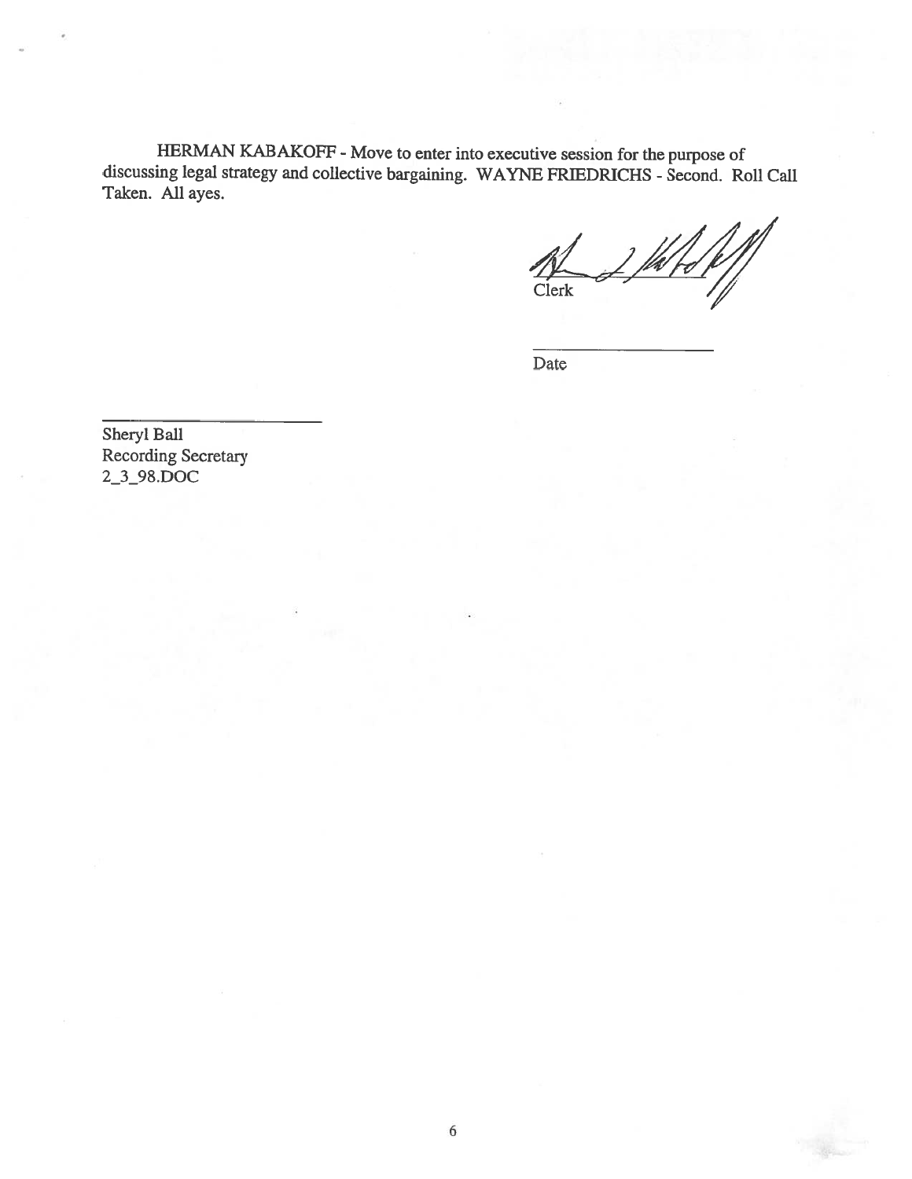HERMAN KABAKOFF - Move to enter into executive session for the purpose of discussing legal strategy and collective bargaining. WAYNE FRIEDRICHS - Second. Roll Call Taken. All ayes.

Clerk

Date

Sheryl Ball
Recording Secretary
2_3_98.DOC